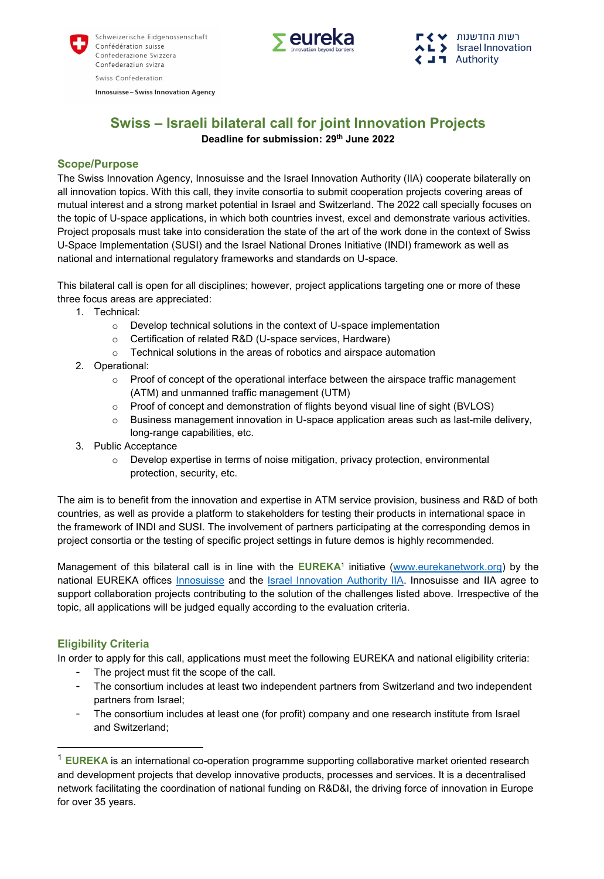Schweizerische Eidgenossenschaft
Confédération suisse
Confederazione Svizzera
Confederaziun svizra

Swiss Confederation

**Innosuisse – Swiss Innovation Agency**

eureka – innovation beyond borders

רשות החדשנות
Israel Innovation Authority

# Swiss – Israeli bilateral call for joint Innovation Projects

**Deadline for submission: 29th June 2022**

## Scope/Purpose

The Swiss Innovation Agency, Innosuisse and the Israel Innovation Authority (IIA) cooperate bilaterally on all innovation topics. With this call, they invite consortia to submit cooperation projects covering areas of mutual interest and a strong market potential in Israel and Switzerland. The 2022 call specially focuses on the topic of U-space applications, in which both countries invest, excel and demonstrate various activities. Project proposals must take into consideration the state of the art of the work done in the context of Swiss U-Space Implementation (SUSI) and the Israel National Drones Initiative (INDI) framework as well as national and international regulatory frameworks and standards on U-space.

This bilateral call is open for all disciplines; however, project applications targeting one or more of these three focus areas are appreciated:

1. Technical:
   - Develop technical solutions in the context of U-space implementation
   - Certification of related R&D (U-space services, Hardware)
   - Technical solutions in the areas of robotics and airspace automation
2. Operational:
   - Proof of concept of the operational interface between the airspace traffic management (ATM) and unmanned traffic management (UTM)
   - Proof of concept and demonstration of flights beyond visual line of sight (BVLOS)
   - Business management innovation in U-space application areas such as last-mile delivery, long-range capabilities, etc.
3. Public Acceptance
   - Develop expertise in terms of noise mitigation, privacy protection, environmental protection, security, etc.

The aim is to benefit from the innovation and expertise in ATM service provision, business and R&D of both countries, as well as provide a platform to stakeholders for testing their products in international space in the framework of INDI and SUSI. The involvement of partners participating at the corresponding demos in project consortia or the testing of specific project settings in future demos is highly recommended.

Management of this bilateral call is in line with the **EUREKA**[1] initiative (www.eurekanetwork.org) by the national EUREKA offices Innosuisse and the Israel Innovation Authority IIA. Innosuisse and IIA agree to support collaboration projects contributing to the solution of the challenges listed above. Irrespective of the topic, all applications will be judged equally according to the evaluation criteria.

## Eligibility Criteria

In order to apply for this call, applications must meet the following EUREKA and national eligibility criteria:

- The project must fit the scope of the call.
- The consortium includes at least two independent partners from Switzerland and two independent partners from Israel;
- The consortium includes at least one (for profit) company and one research institute from Israel and Switzerland;

[1] **EUREKA** is an international co-operation programme supporting collaborative market oriented research and development projects that develop innovative products, processes and services. It is a decentralised network facilitating the coordination of national funding on R&D&I, the driving force of innovation in Europe for over 35 years.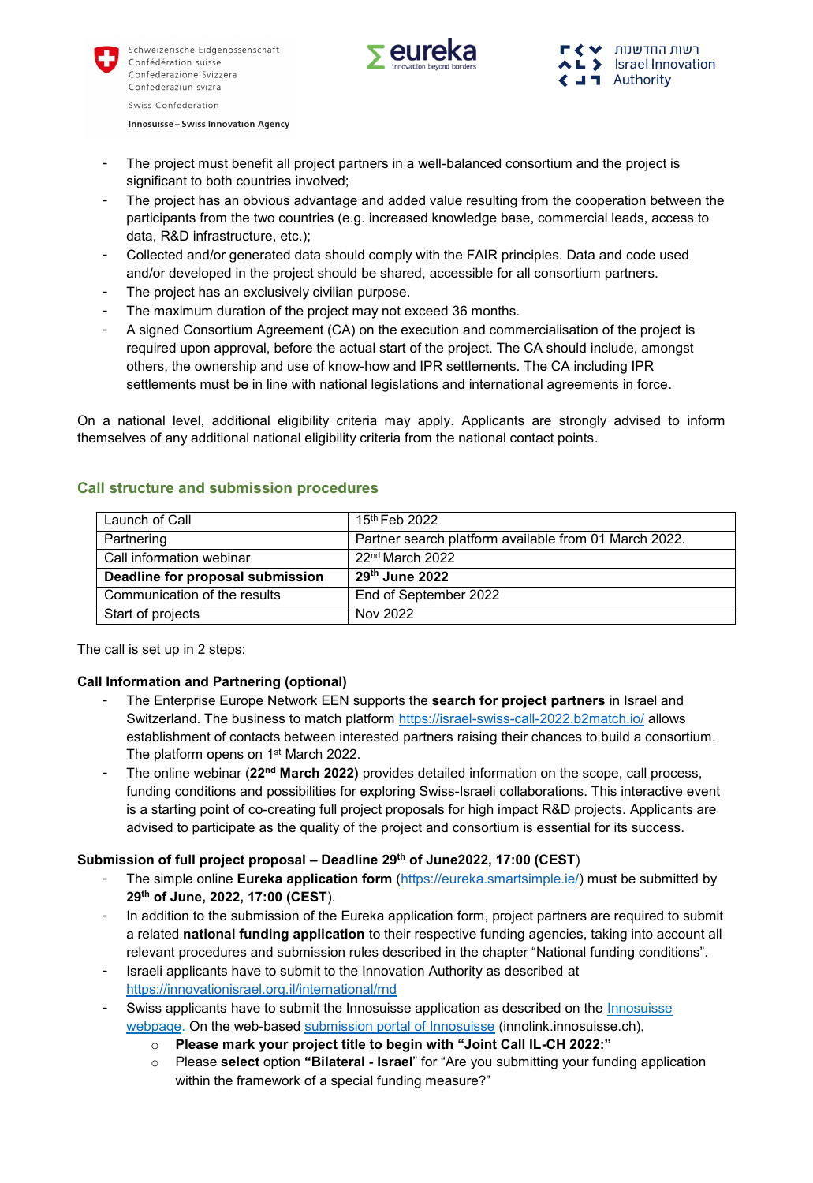- The project must benefit all project partners in a well-balanced consortium and the project is significant to both countries involved;
- The project has an obvious advantage and added value resulting from the cooperation between the participants from the two countries (e.g. increased knowledge base, commercial leads, access to data, R&D infrastructure, etc.);
- Collected and/or generated data should comply with the FAIR principles. Data and code used and/or developed in the project should be shared, accessible for all consortium partners.
- The project has an exclusively civilian purpose.
- The maximum duration of the project may not exceed 36 months.
- A signed Consortium Agreement (CA) on the execution and commercialisation of the project is required upon approval, before the actual start of the project. The CA should include, amongst others, the ownership and use of know-how and IPR settlements. The CA including IPR settlements must be in line with national legislations and international agreements in force.

On a national level, additional eligibility criteria may apply. Applicants are strongly advised to inform themselves of any additional national eligibility criteria from the national contact points.

## Call structure and submission procedures

| Launch of Call | 15th Feb 2022 |
|---|---|
| Partnering | Partner search platform available from 01 March 2022. |
| Call information webinar | 22nd March 2022 |
| **Deadline for proposal submission** | **29th June 2022** |
| Communication of the results | End of September 2022 |
| Start of projects | Nov 2022 |

The call is set up in 2 steps:

**Call Information and Partnering (optional)**

- The Enterprise Europe Network EEN supports the **search for project partners** in Israel and Switzerland. The business to match platform https://israel-swiss-call-2022.b2match.io/ allows establishment of contacts between interested partners raising their chances to build a consortium. The platform opens on 1st March 2022.
- The online webinar (**22nd March 2022)** provides detailed information on the scope, call process, funding conditions and possibilities for exploring Swiss-Israeli collaborations. This interactive event is a starting point of co-creating full project proposals for high impact R&D projects. Applicants are advised to participate as the quality of the project and consortium is essential for its success.

**Submission of full project proposal – Deadline 29th of June2022, 17:00 (CEST)**

- The simple online **Eureka application form** (https://eureka.smartsimple.ie/) must be submitted by **29th of June, 2022, 17:00 (CEST**).
- In addition to the submission of the Eureka application form, project partners are required to submit a related **national funding application** to their respective funding agencies, taking into account all relevant procedures and submission rules described in the chapter "National funding conditions".
- Israeli applicants have to submit to the Innovation Authority as described at https://innovationisrael.org.il/international/rnd
- Swiss applicants have to submit the Innosuisse application as described on the Innosuisse webpage. On the web-based submission portal of Innosuisse (innolink.innosuisse.ch),
    - **Please mark your project title to begin with "Joint Call IL-CH 2022:"**
    - Please **select** option **"Bilateral - Israel**" for "Are you submitting your funding application within the framework of a special funding measure?"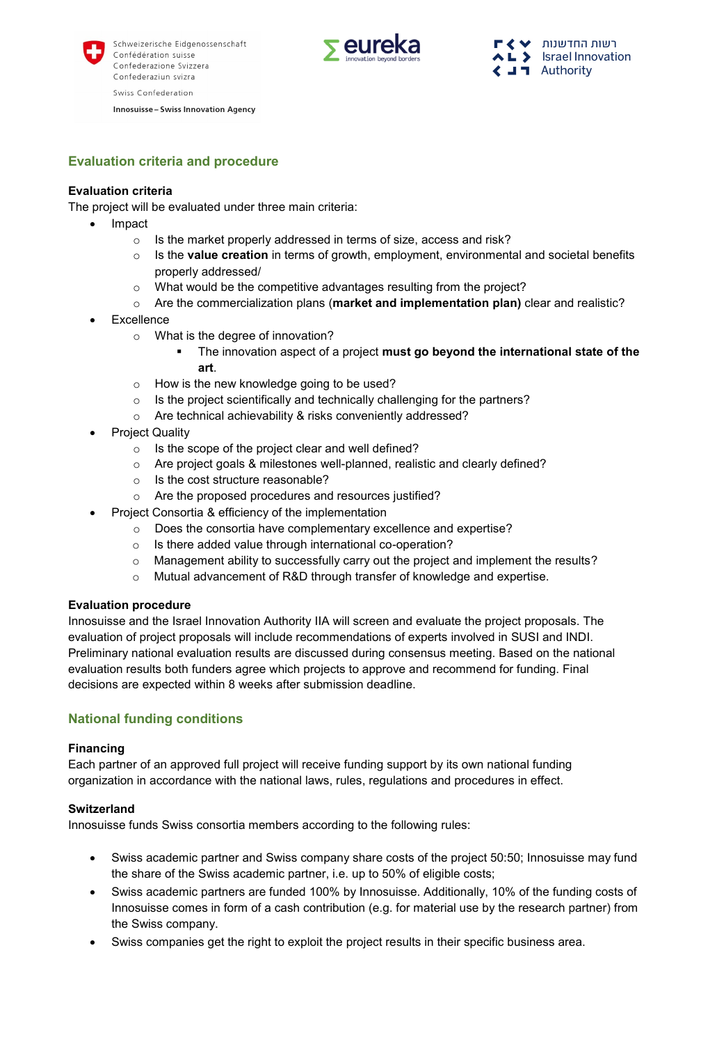## Evaluation criteria and procedure

### Evaluation criteria

The project will be evaluated under three main criteria:

- Impact
  - Is the market properly addressed in terms of size, access and risk?
  - Is the **value creation** in terms of growth, employment, environmental and societal benefits properly addressed/
  - What would be the competitive advantages resulting from the project?
  - Are the commercialization plans (**market and implementation plan)** clear and realistic?
- Excellence
  - What is the degree of innovation?
    - The innovation aspect of a project **must go beyond the international state of the art**.
  - How is the new knowledge going to be used?
  - Is the project scientifically and technically challenging for the partners?
  - Are technical achievability & risks conveniently addressed?
- Project Quality
  - Is the scope of the project clear and well defined?
  - Are project goals & milestones well-planned, realistic and clearly defined?
  - Is the cost structure reasonable?
  - Are the proposed procedures and resources justified?
- Project Consortia & efficiency of the implementation
  - Does the consortia have complementary excellence and expertise?
  - Is there added value through international co-operation?
  - Management ability to successfully carry out the project and implement the results?
  - Mutual advancement of R&D through transfer of knowledge and expertise.

### Evaluation procedure

Innosuisse and the Israel Innovation Authority IIA will screen and evaluate the project proposals. The evaluation of project proposals will include recommendations of experts involved in SUSI and INDI. Preliminary national evaluation results are discussed during consensus meeting. Based on the national evaluation results both funders agree which projects to approve and recommend for funding. Final decisions are expected within 8 weeks after submission deadline.

## National funding conditions

### Financing

Each partner of an approved full project will receive funding support by its own national funding organization in accordance with the national laws, rules, regulations and procedures in effect.

### Switzerland

Innosuisse funds Swiss consortia members according to the following rules:

- Swiss academic partner and Swiss company share costs of the project 50:50; Innosuisse may fund the share of the Swiss academic partner, i.e. up to 50% of eligible costs;
- Swiss academic partners are funded 100% by Innosuisse. Additionally, 10% of the funding costs of Innosuisse comes in form of a cash contribution (e.g. for material use by the research partner) from the Swiss company.
- Swiss companies get the right to exploit the project results in their specific business area.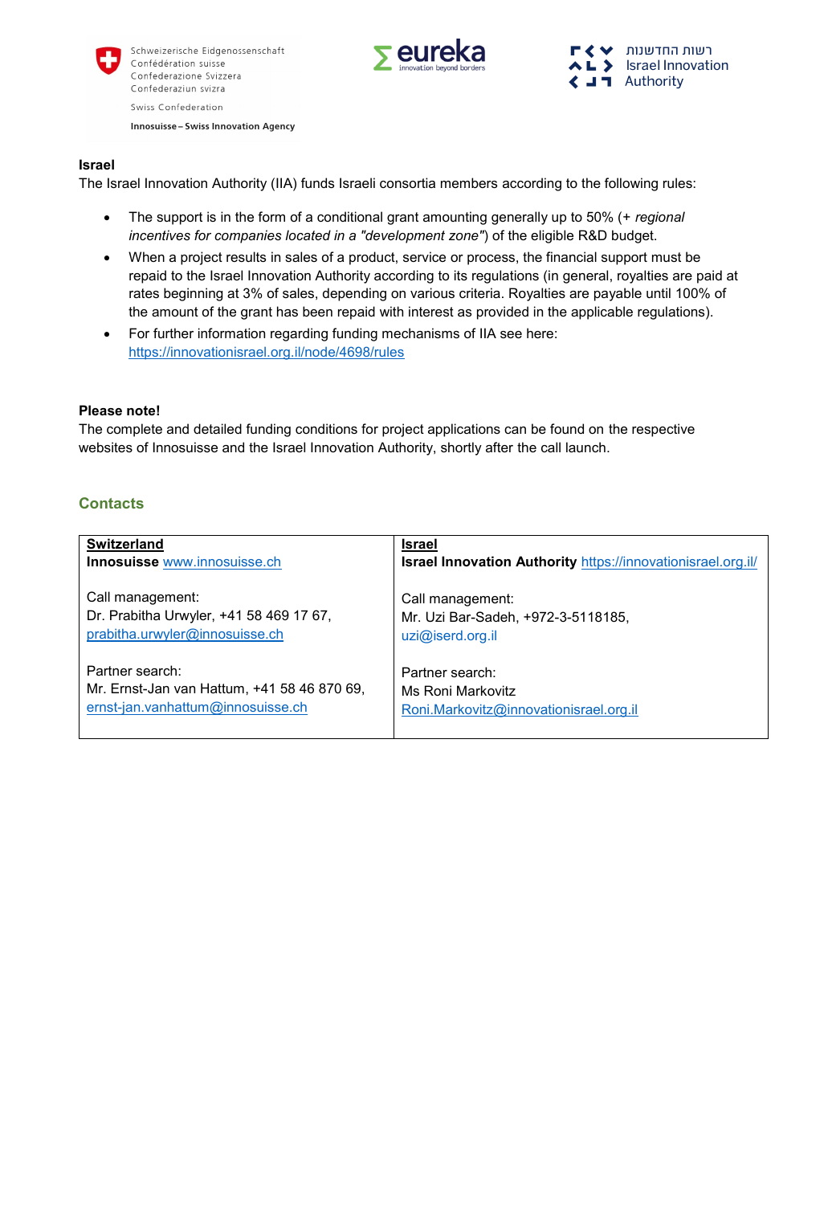**Israel**

The Israel Innovation Authority (IIA) funds Israeli consortia members according to the following rules:

- The support is in the form of a conditional grant amounting generally up to 50% (+ *regional incentives for companies located in a "development zone"*) of the eligible R&D budget.
- When a project results in sales of a product, service or process, the financial support must be repaid to the Israel Innovation Authority according to its regulations (in general, royalties are paid at rates beginning at 3% of sales, depending on various criteria. Royalties are payable until 100% of the amount of the grant has been repaid with interest as provided in the applicable regulations).
- For further information regarding funding mechanisms of IIA see here: https://innovationisrael.org.il/node/4698/rules

**Please note!**

The complete and detailed funding conditions for project applications can be found on the respective websites of Innosuisse and the Israel Innovation Authority, shortly after the call launch.

## Contacts

| | |
|---|---|
| **Switzerland**<br>**Innosuisse** www.innosuisse.ch<br><br>Call management:<br>Dr. Prabitha Urwyler, +41 58 469 17 67,<br>prabitha.urwyler@innosuisse.ch<br><br>Partner search:<br>Mr. Ernst-Jan van Hattum, +41 58 46 870 69,<br>ernst-jan.vanhattum@innosuisse.ch | **Israel**<br>**Israel Innovation Authority** https://innovationisrael.org.il/<br><br>Call management:<br>Mr. Uzi Bar-Sadeh, +972-3-5118185,<br>uzi@iserd.org.il<br><br>Partner search:<br>Ms Roni Markovitz<br>Roni.Markovitz@innovationisrael.org.il |